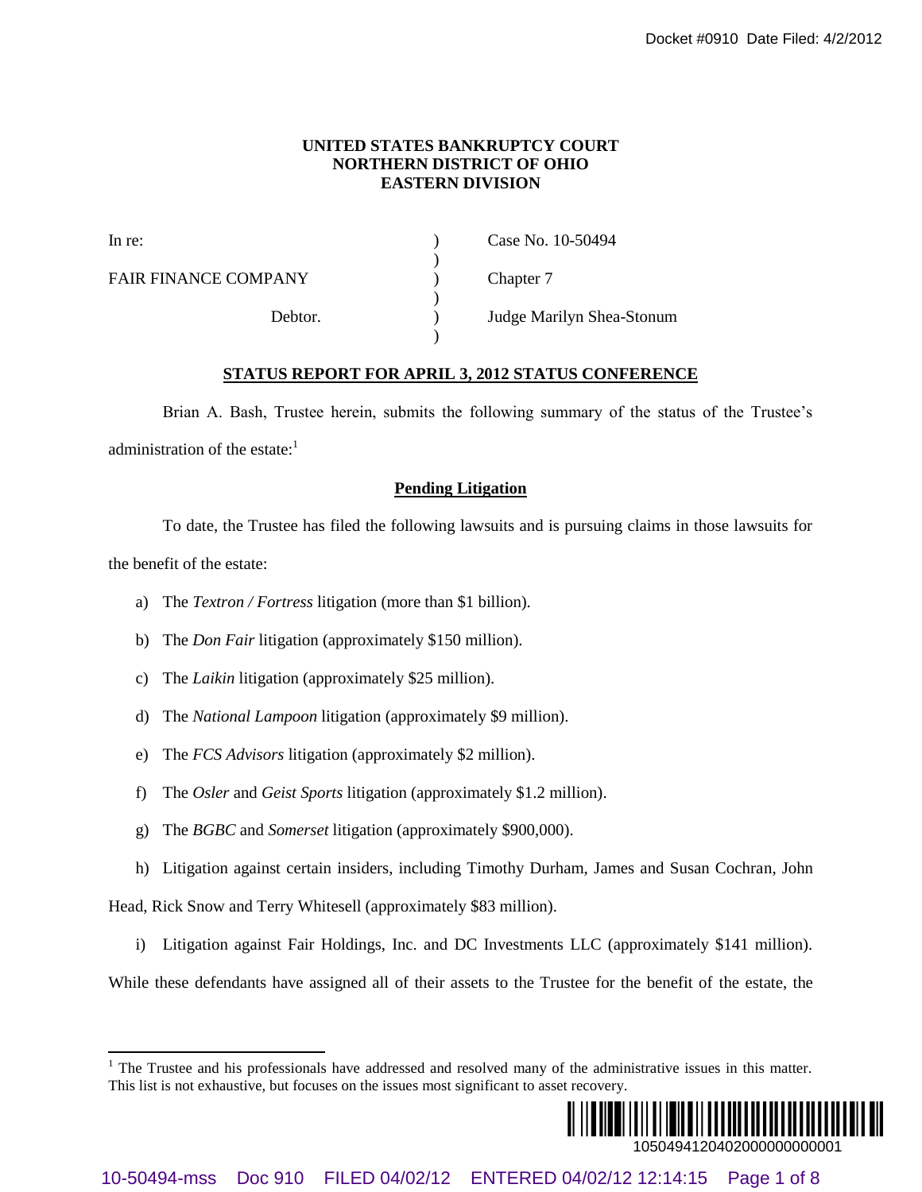**UNITED STATES BANKRUPTCY COURT**
**NORTHERN DISTRICT OF OHIO**
**EASTERN DIVISION**

| | | |
|---|---|---|
| In re: | ) | Case No. 10-50494 |
| | ) | |
| FAIR FINANCE COMPANY | ) | Chapter 7 |
| | ) | |
| Debtor. | ) | Judge Marilyn Shea-Stonum |
| | ) | |

**STATUS REPORT FOR APRIL 3, 2012 STATUS CONFERENCE**

Brian A. Bash, Trustee herein, submits the following summary of the status of the Trustee's administration of the estate:[1]

**Pending Litigation**

To date, the Trustee has filed the following lawsuits and is pursuing claims in those lawsuits for the benefit of the estate:

a) The *Textron / Fortress* litigation (more than $1 billion).

b) The *Don Fair* litigation (approximately $150 million).

c) The *Laikin* litigation (approximately $25 million).

d) The *National Lampoon* litigation (approximately $9 million).

e) The *FCS Advisors* litigation (approximately $2 million).

f) The *Osler* and *Geist Sports* litigation (approximately $1.2 million).

g) The *BGBC* and *Somerset* litigation (approximately $900,000).

h) Litigation against certain insiders, including Timothy Durham, James and Susan Cochran, John Head, Rick Snow and Terry Whitesell (approximately $83 million).

i) Litigation against Fair Holdings, Inc. and DC Investments LLC (approximately $141 million). While these defendants have assigned all of their assets to the Trustee for the benefit of the estate, the

---

[1] The Trustee and his professionals have addressed and resolved many of the administrative issues in this matter. This list is not exhaustive, but focuses on the issues most significant to asset recovery.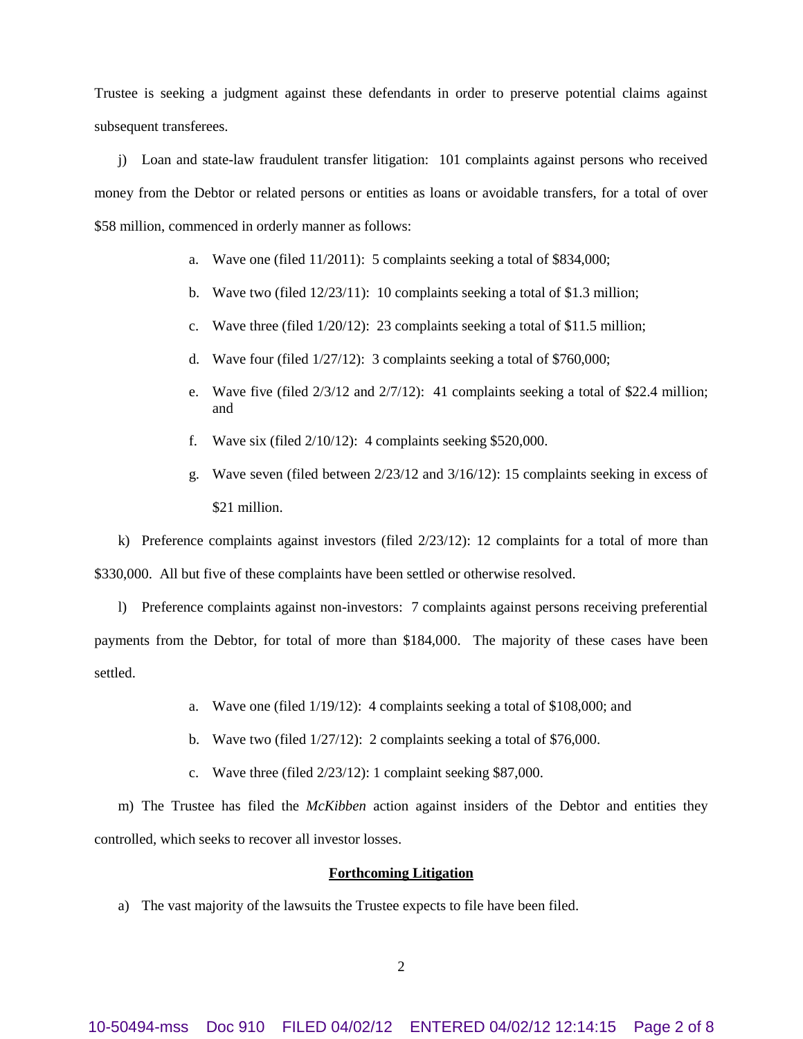Trustee is seeking a judgment against these defendants in order to preserve potential claims against subsequent transferees.

j) Loan and state-law fraudulent transfer litigation: 101 complaints against persons who received money from the Debtor or related persons or entities as loans or avoidable transfers, for a total of over $58 million, commenced in orderly manner as follows:

> a. Wave one (filed 11/2011): 5 complaints seeking a total of $834,000;
>
> b. Wave two (filed 12/23/11): 10 complaints seeking a total of $1.3 million;
>
> c. Wave three (filed 1/20/12): 23 complaints seeking a total of $11.5 million;
>
> d. Wave four (filed 1/27/12): 3 complaints seeking a total of $760,000;
>
> e. Wave five (filed 2/3/12 and 2/7/12): 41 complaints seeking a total of $22.4 million; and
>
> f. Wave six (filed 2/10/12): 4 complaints seeking $520,000.
>
> g. Wave seven (filed between 2/23/12 and 3/16/12): 15 complaints seeking in excess of $21 million.

k) Preference complaints against investors (filed 2/23/12): 12 complaints for a total of more than $330,000. All but five of these complaints have been settled or otherwise resolved.

l) Preference complaints against non-investors: 7 complaints against persons receiving preferential payments from the Debtor, for total of more than $184,000. The majority of these cases have been settled.

> a. Wave one (filed 1/19/12): 4 complaints seeking a total of $108,000; and
>
> b. Wave two (filed 1/27/12): 2 complaints seeking a total of $76,000.
>
> c. Wave three (filed 2/23/12): 1 complaint seeking $87,000.

m) The Trustee has filed the *McKibben* action against insiders of the Debtor and entities they controlled, which seeks to recover all investor losses.

**Forthcoming Litigation**

a) The vast majority of the lawsuits the Trustee expects to file have been filed.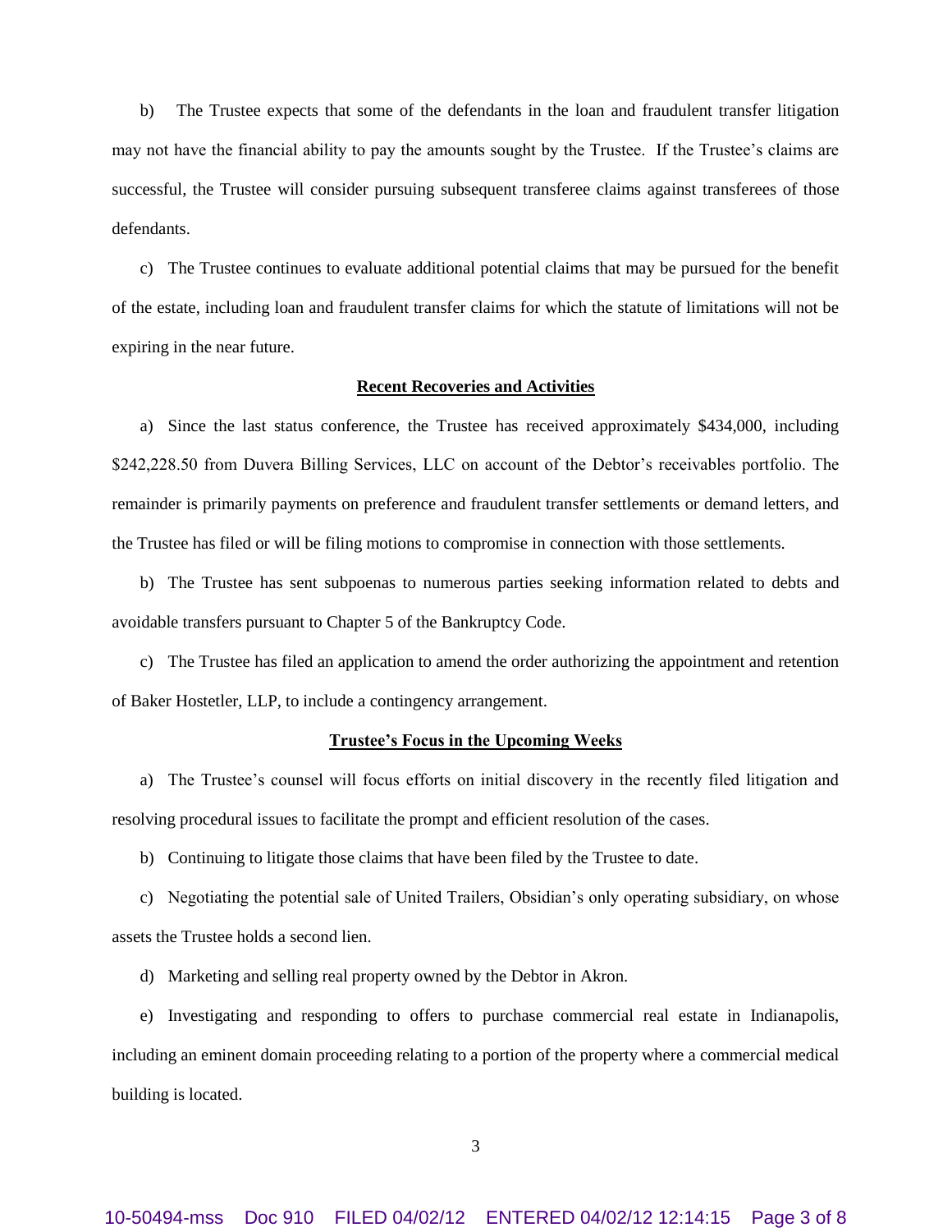b) The Trustee expects that some of the defendants in the loan and fraudulent transfer litigation may not have the financial ability to pay the amounts sought by the Trustee. If the Trustee's claims are successful, the Trustee will consider pursuing subsequent transferee claims against transferees of those defendants.

c) The Trustee continues to evaluate additional potential claims that may be pursued for the benefit of the estate, including loan and fraudulent transfer claims for which the statute of limitations will not be expiring in the near future.

**Recent Recoveries and Activities**

a) Since the last status conference, the Trustee has received approximately $434,000, including $242,228.50 from Duvera Billing Services, LLC on account of the Debtor's receivables portfolio. The remainder is primarily payments on preference and fraudulent transfer settlements or demand letters, and the Trustee has filed or will be filing motions to compromise in connection with those settlements.

b) The Trustee has sent subpoenas to numerous parties seeking information related to debts and avoidable transfers pursuant to Chapter 5 of the Bankruptcy Code.

c) The Trustee has filed an application to amend the order authorizing the appointment and retention of Baker Hostetler, LLP, to include a contingency arrangement.

**Trustee's Focus in the Upcoming Weeks**

a) The Trustee's counsel will focus efforts on initial discovery in the recently filed litigation and resolving procedural issues to facilitate the prompt and efficient resolution of the cases.

b) Continuing to litigate those claims that have been filed by the Trustee to date.

c) Negotiating the potential sale of United Trailers, Obsidian's only operating subsidiary, on whose assets the Trustee holds a second lien.

d) Marketing and selling real property owned by the Debtor in Akron.

e) Investigating and responding to offers to purchase commercial real estate in Indianapolis, including an eminent domain proceeding relating to a portion of the property where a commercial medical building is located.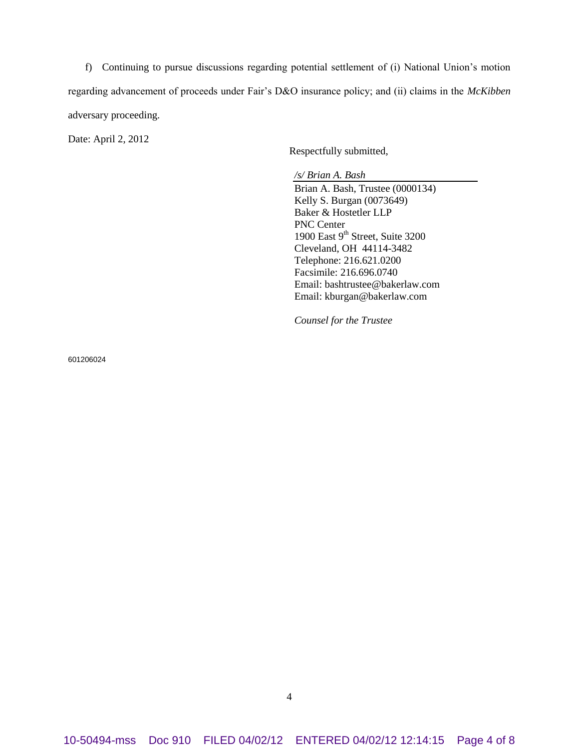f) Continuing to pursue discussions regarding potential settlement of (i) National Union's motion regarding advancement of proceeds under Fair's D&O insurance policy; and (ii) claims in the *McKibben* adversary proceeding.

Date: April 2, 2012

Respectfully submitted,

*/s/ Brian A. Bash*
Brian A. Bash, Trustee (0000134)
Kelly S. Burgan (0073649)
Baker & Hostetler LLP
PNC Center
1900 East 9th Street, Suite 3200
Cleveland, OH 44114-3482
Telephone: 216.621.0200
Facsimile: 216.696.0740
Email: bashtrustee@bakerlaw.com
Email: kburgan@bakerlaw.com

*Counsel for the Trustee*

601206024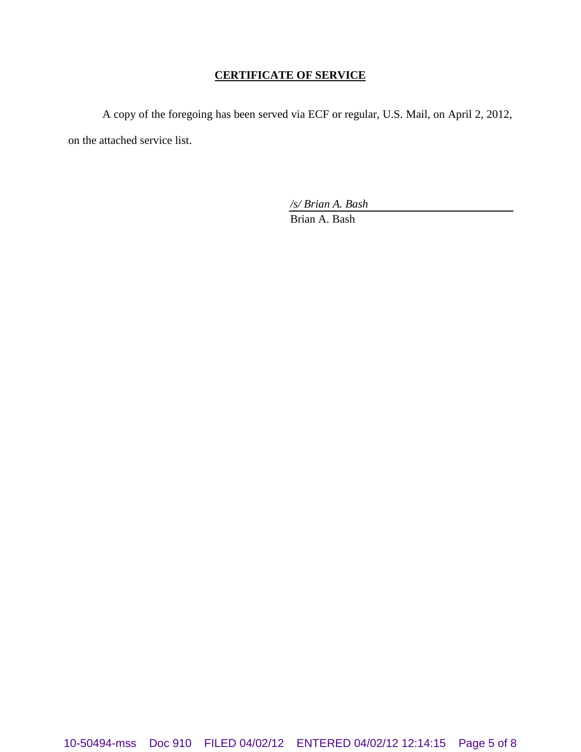**CERTIFICATE OF SERVICE**

A copy of the foregoing has been served via ECF or regular, U.S. Mail, on April 2, 2012, on the attached service list.

*/s/ Brian A. Bash*
Brian A. Bash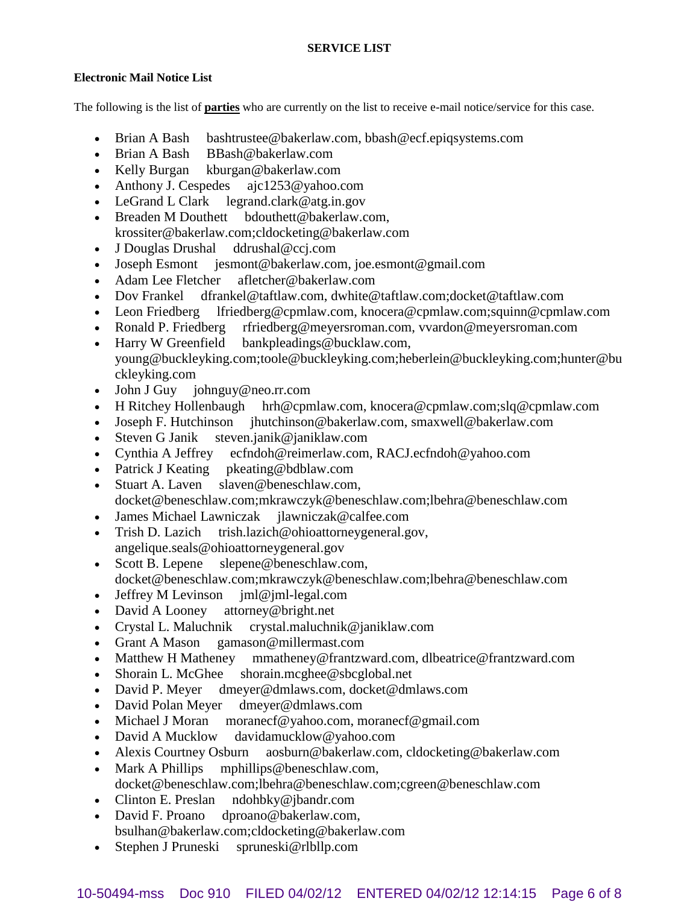**SERVICE LIST**

**Electronic Mail Notice List**

The following is the list of **parties** who are currently on the list to receive e-mail notice/service for this case.

- Brian A Bash bashtrustee@bakerlaw.com, bbash@ecf.epiqsystems.com
- Brian A Bash BBash@bakerlaw.com
- Kelly Burgan kburgan@bakerlaw.com
- Anthony J. Cespedes ajc1253@yahoo.com
- LeGrand L Clark legrand.clark@atg.in.gov
- Breaden M Douthett bdouthett@bakerlaw.com, krossiter@bakerlaw.com;cldocketing@bakerlaw.com
- J Douglas Drushal ddrushal@ccj.com
- Joseph Esmont jesmont@bakerlaw.com, joe.esmont@gmail.com
- Adam Lee Fletcher afletcher@bakerlaw.com
- Dov Frankel dfrankel@taftlaw.com, dwhite@taftlaw.com;docket@taftlaw.com
- Leon Friedberg lfriedberg@cpmlaw.com, knocera@cpmlaw.com;squinn@cpmlaw.com
- Ronald P. Friedberg rfriedberg@meyersroman.com, vvardon@meyersroman.com
- Harry W Greenfield bankpleadings@bucklaw.com, young@buckleyking.com;toole@buckleyking.com;heberlein@buckleyking.com;hunter@buckleyking.com
- John J Guy johnguy@neo.rr.com
- H Ritchey Hollenbaugh hrh@cpmlaw.com, knocera@cpmlaw.com;slq@cpmlaw.com
- Joseph F. Hutchinson jhutchinson@bakerlaw.com, smaxwell@bakerlaw.com
- Steven G Janik steven.janik@janiklaw.com
- Cynthia A Jeffrey ecfndoh@reimerlaw.com, RACJ.ecfndoh@yahoo.com
- Patrick J Keating pkeating@bdblaw.com
- Stuart A. Laven slaven@beneschlaw.com, docket@beneschlaw.com;mkrawczyk@beneschlaw.com;lbehra@beneschlaw.com
- James Michael Lawniczak jlawniczak@calfee.com
- Trish D. Lazich trish.lazich@ohioattorneygeneral.gov, angelique.seals@ohioattorneygeneral.gov
- Scott B. Lepene slepene@beneschlaw.com, docket@beneschlaw.com;mkrawczyk@beneschlaw.com;lbehra@beneschlaw.com
- Jeffrey M Levinson jml@jml-legal.com
- David A Looney attorney@bright.net
- Crystal L. Maluchnik crystal.maluchnik@janiklaw.com
- Grant A Mason gamason@millermast.com
- Matthew H Matheney mmatheney@frantzward.com, dlbeatrice@frantzward.com
- Shorain L. McGhee shorain.mcghee@sbcglobal.net
- David P. Meyer dmeyer@dmlaws.com, docket@dmlaws.com
- David Polan Meyer dmeyer@dmlaws.com
- Michael J Moran moranecf@yahoo.com, moranecf@gmail.com
- David A Mucklow davidamucklow@yahoo.com
- Alexis Courtney Osburn aosburn@bakerlaw.com, cldocketing@bakerlaw.com
- Mark A Phillips mphillips@beneschlaw.com, docket@beneschlaw.com;lbehra@beneschlaw.com;cgreen@beneschlaw.com
- Clinton E. Preslan ndohbky@jbandr.com
- David F. Proano dproano@bakerlaw.com, bsulhan@bakerlaw.com;cldocketing@bakerlaw.com
- Stephen J Pruneski spruneski@rlbllp.com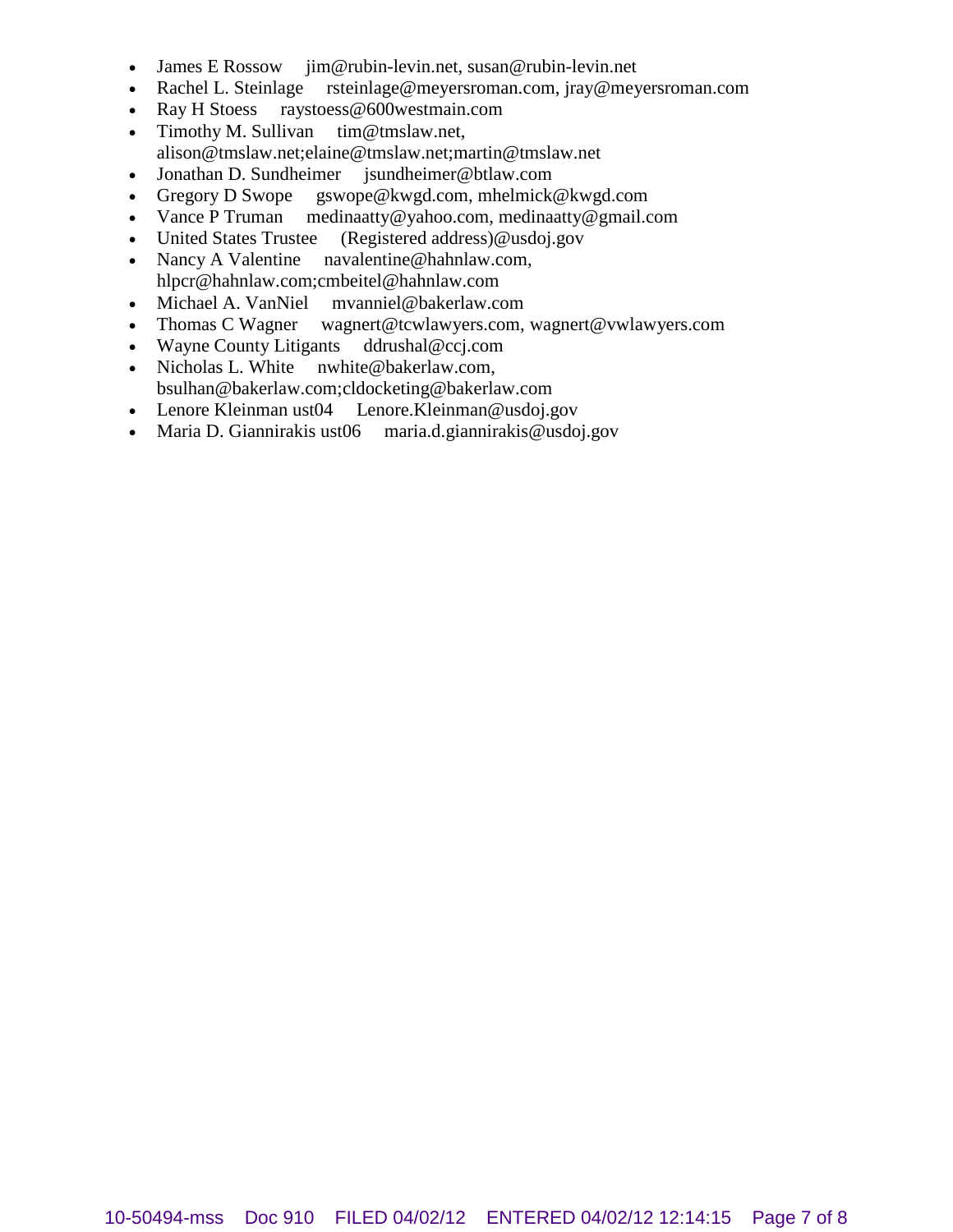- James E Rossow jim@rubin-levin.net, susan@rubin-levin.net
- Rachel L. Steinlage rsteinlage@meyersroman.com, jray@meyersroman.com
- Ray H Stoess raystoess@600westmain.com
- Timothy M. Sullivan tim@tmslaw.net, alison@tmslaw.net;elaine@tmslaw.net;martin@tmslaw.net
- Jonathan D. Sundheimer jsundheimer@btlaw.com
- Gregory D Swope gswope@kwgd.com, mhelmick@kwgd.com
- Vance P Truman medinaatty@yahoo.com, medinaatty@gmail.com
- United States Trustee (Registered address)@usdoj.gov
- Nancy A Valentine navalentine@hahnlaw.com, hlpcr@hahnlaw.com;cmbeitel@hahnlaw.com
- Michael A. VanNiel mvanniel@bakerlaw.com
- Thomas C Wagner wagnert@tcwlawyers.com, wagnert@vwlawyers.com
- Wayne County Litigants ddrushal@ccj.com
- Nicholas L. White nwhite@bakerlaw.com, bsulhan@bakerlaw.com;cldocketing@bakerlaw.com
- Lenore Kleinman ust04 Lenore.Kleinman@usdoj.gov
- Maria D. Giannirakis ust06 maria.d.giannirakis@usdoj.gov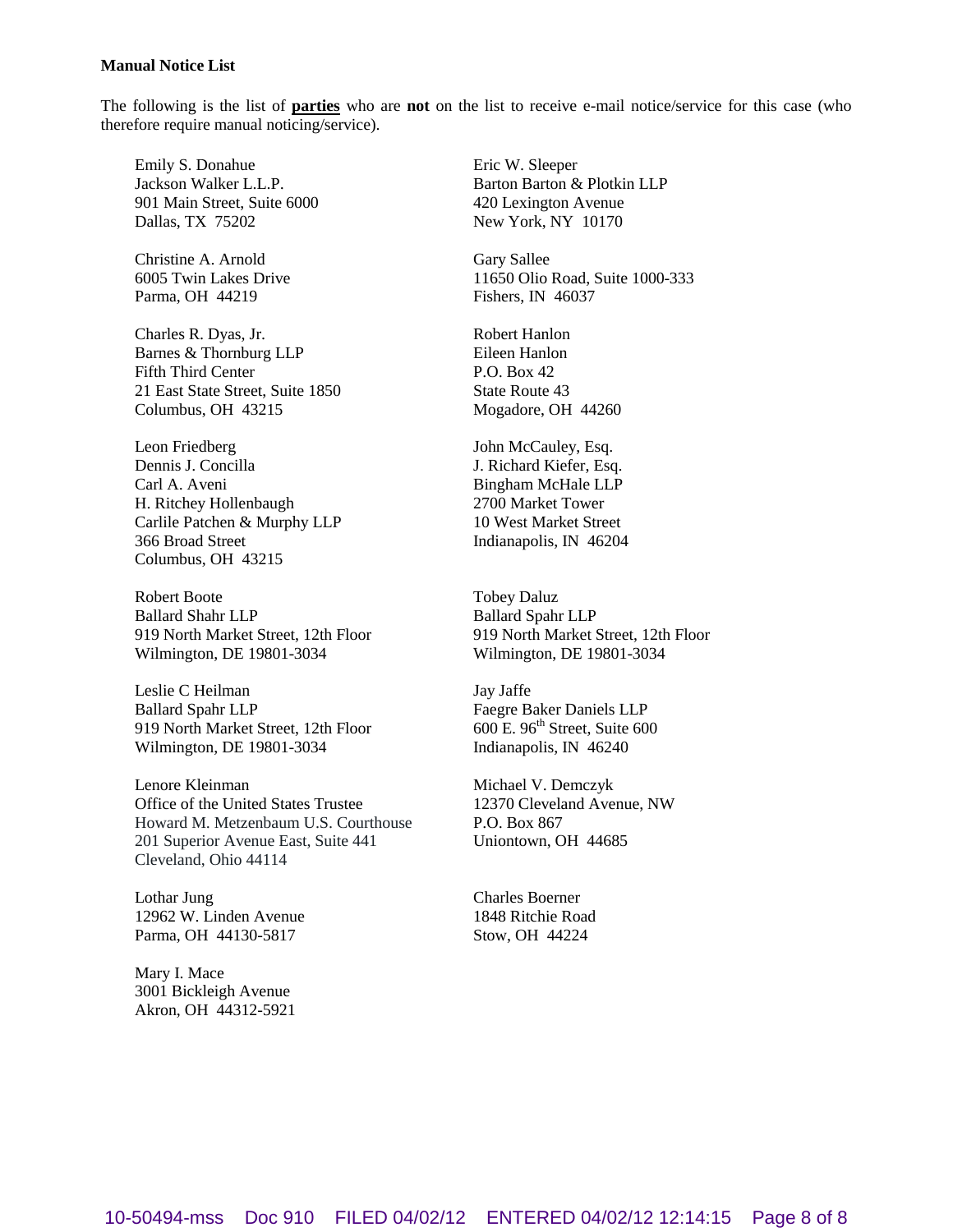**Manual Notice List**

The following is the list of **parties** who are **not** on the list to receive e-mail notice/service for this case (who therefore require manual noticing/service).

Emily S. Donahue
Jackson Walker L.L.P.
901 Main Street, Suite 6000
Dallas, TX 75202

Christine A. Arnold
6005 Twin Lakes Drive
Parma, OH 44219

Charles R. Dyas, Jr.
Barnes & Thornburg LLP
Fifth Third Center
21 East State Street, Suite 1850
Columbus, OH 43215

Leon Friedberg
Dennis J. Concilla
Carl A. Aveni
H. Ritchey Hollenbaugh
Carlile Patchen & Murphy LLP
366 Broad Street
Columbus, OH 43215

Robert Boote
Ballard Shahr LLP
919 North Market Street, 12th Floor
Wilmington, DE 19801-3034

Leslie C Heilman
Ballard Spahr LLP
919 North Market Street, 12th Floor
Wilmington, DE 19801-3034

Lenore Kleinman
Office of the United States Trustee
Howard M. Metzenbaum U.S. Courthouse
201 Superior Avenue East, Suite 441
Cleveland, Ohio 44114

Lothar Jung
12962 W. Linden Avenue
Parma, OH 44130-5817

Mary I. Mace
3001 Bickleigh Avenue
Akron, OH 44312-5921

Eric W. Sleeper
Barton Barton & Plotkin LLP
420 Lexington Avenue
New York, NY 10170

Gary Sallee
11650 Olio Road, Suite 1000-333
Fishers, IN 46037

Robert Hanlon
Eileen Hanlon
P.O. Box 42
State Route 43
Mogadore, OH 44260

John McCauley, Esq.
J. Richard Kiefer, Esq.
Bingham McHale LLP
2700 Market Tower
10 West Market Street
Indianapolis, IN 46204

Tobey Daluz
Ballard Spahr LLP
919 North Market Street, 12th Floor
Wilmington, DE 19801-3034

Jay Jaffe
Faegre Baker Daniels LLP
600 E. 96th Street, Suite 600
Indianapolis, IN 46240

Michael V. Demczyk
12370 Cleveland Avenue, NW
P.O. Box 867
Uniontown, OH 44685

Charles Boerner
1848 Ritchie Road
Stow, OH 44224